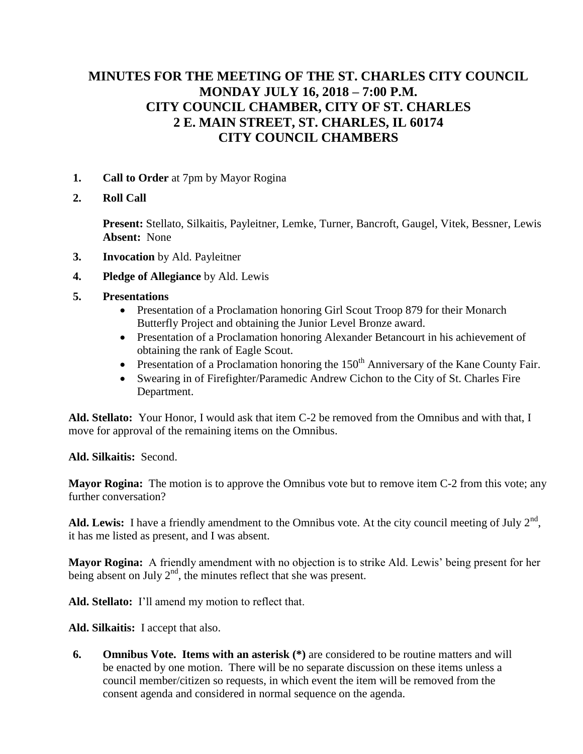# MINUTES FOR THE MEETING OF THE ST. CHARLES CITY COUNCIL
# MONDAY JULY 16, 2018 – 7:00 P.M.
# CITY COUNCIL CHAMBER, CITY OF ST. CHARLES
# 2 E. MAIN STREET, ST. CHARLES, IL 60174
# CITY COUNCIL CHAMBERS

1. **Call to Order** at 7pm by Mayor Rogina

2. **Roll Call**

   **Present:** Stellato, Silkaitis, Payleitner, Lemke, Turner, Bancroft, Gaugel, Vitek, Bessner, Lewis
   **Absent:** None

3. **Invocation** by Ald. Payleitner

4. **Pledge of Allegiance** by Ald. Lewis

5. **Presentations**
   - Presentation of a Proclamation honoring Girl Scout Troop 879 for their Monarch Butterfly Project and obtaining the Junior Level Bronze award.
   - Presentation of a Proclamation honoring Alexander Betancourt in his achievement of obtaining the rank of Eagle Scout.
   - Presentation of a Proclamation honoring the 150th Anniversary of the Kane County Fair.
   - Swearing in of Firefighter/Paramedic Andrew Cichon to the City of St. Charles Fire Department.

**Ald. Stellato:** Your Honor, I would ask that item C-2 be removed from the Omnibus and with that, I move for approval of the remaining items on the Omnibus.

**Ald. Silkaitis:** Second.

**Mayor Rogina:** The motion is to approve the Omnibus vote but to remove item C-2 from this vote; any further conversation?

**Ald. Lewis:** I have a friendly amendment to the Omnibus vote. At the city council meeting of July 2nd, it has me listed as present, and I was absent.

**Mayor Rogina:** A friendly amendment with no objection is to strike Ald. Lewis' being present for her being absent on July 2nd, the minutes reflect that she was present.

**Ald. Stellato:** I'll amend my motion to reflect that.

**Ald. Silkaitis:** I accept that also.

6. **Omnibus Vote. Items with an asterisk (*)** are considered to be routine matters and will be enacted by one motion. There will be no separate discussion on these items unless a council member/citizen so requests, in which event the item will be removed from the consent agenda and considered in normal sequence on the agenda.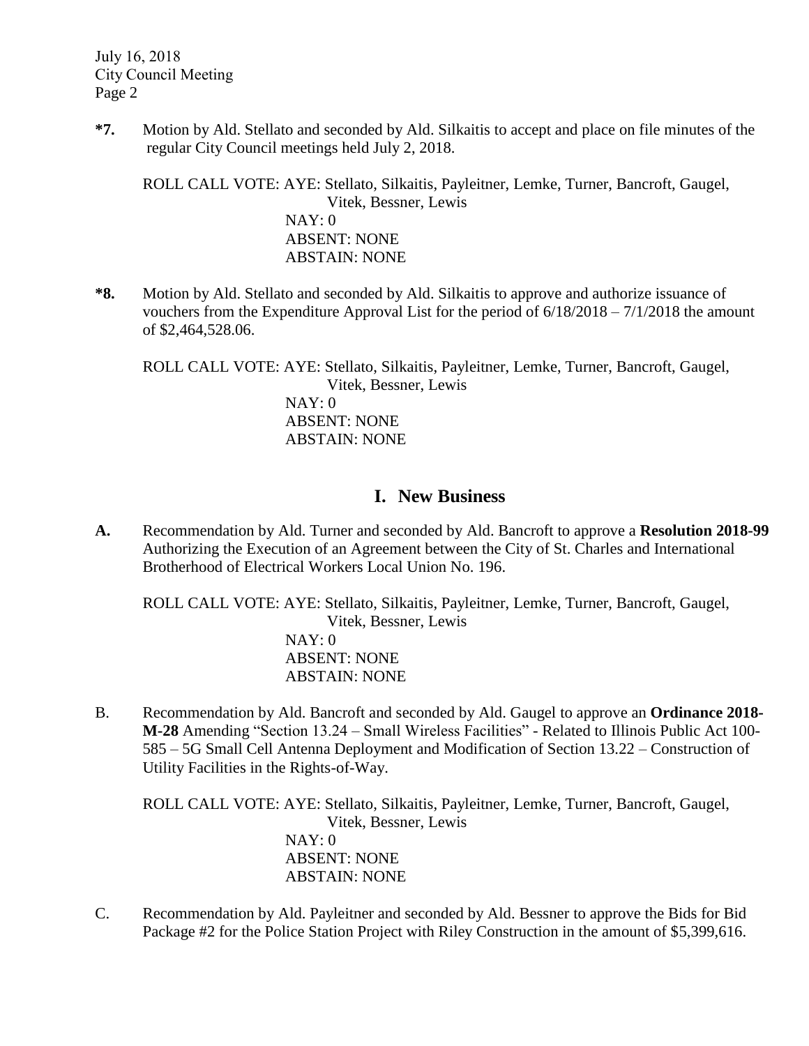**\*7.** Motion by Ald. Stellato and seconded by Ald. Silkaitis to accept and place on file minutes of the regular City Council meetings held July 2, 2018.

ROLL CALL VOTE: AYE: Stellato, Silkaitis, Payleitner, Lemke, Turner, Bancroft, Gaugel, Vitek, Bessner, Lewis
NAY: 0
ABSENT: NONE
ABSTAIN: NONE

**\*8.** Motion by Ald. Stellato and seconded by Ald. Silkaitis to approve and authorize issuance of vouchers from the Expenditure Approval List for the period of 6/18/2018 – 7/1/2018 the amount of $2,464,528.06.

ROLL CALL VOTE: AYE: Stellato, Silkaitis, Payleitner, Lemke, Turner, Bancroft, Gaugel, Vitek, Bessner, Lewis
NAY: 0
ABSENT: NONE
ABSTAIN: NONE

## I. New Business

**A.** Recommendation by Ald. Turner and seconded by Ald. Bancroft to approve a **Resolution 2018-99** Authorizing the Execution of an Agreement between the City of St. Charles and International Brotherhood of Electrical Workers Local Union No. 196.

ROLL CALL VOTE: AYE: Stellato, Silkaitis, Payleitner, Lemke, Turner, Bancroft, Gaugel, Vitek, Bessner, Lewis
NAY: 0
ABSENT: NONE
ABSTAIN: NONE

B. Recommendation by Ald. Bancroft and seconded by Ald. Gaugel to approve an **Ordinance 2018-M-28** Amending "Section 13.24 – Small Wireless Facilities" - Related to Illinois Public Act 100-585 – 5G Small Cell Antenna Deployment and Modification of Section 13.22 – Construction of Utility Facilities in the Rights-of-Way.

ROLL CALL VOTE: AYE: Stellato, Silkaitis, Payleitner, Lemke, Turner, Bancroft, Gaugel, Vitek, Bessner, Lewis
NAY: 0
ABSENT: NONE
ABSTAIN: NONE

C. Recommendation by Ald. Payleitner and seconded by Ald. Bessner to approve the Bids for Bid Package #2 for the Police Station Project with Riley Construction in the amount of $5,399,616.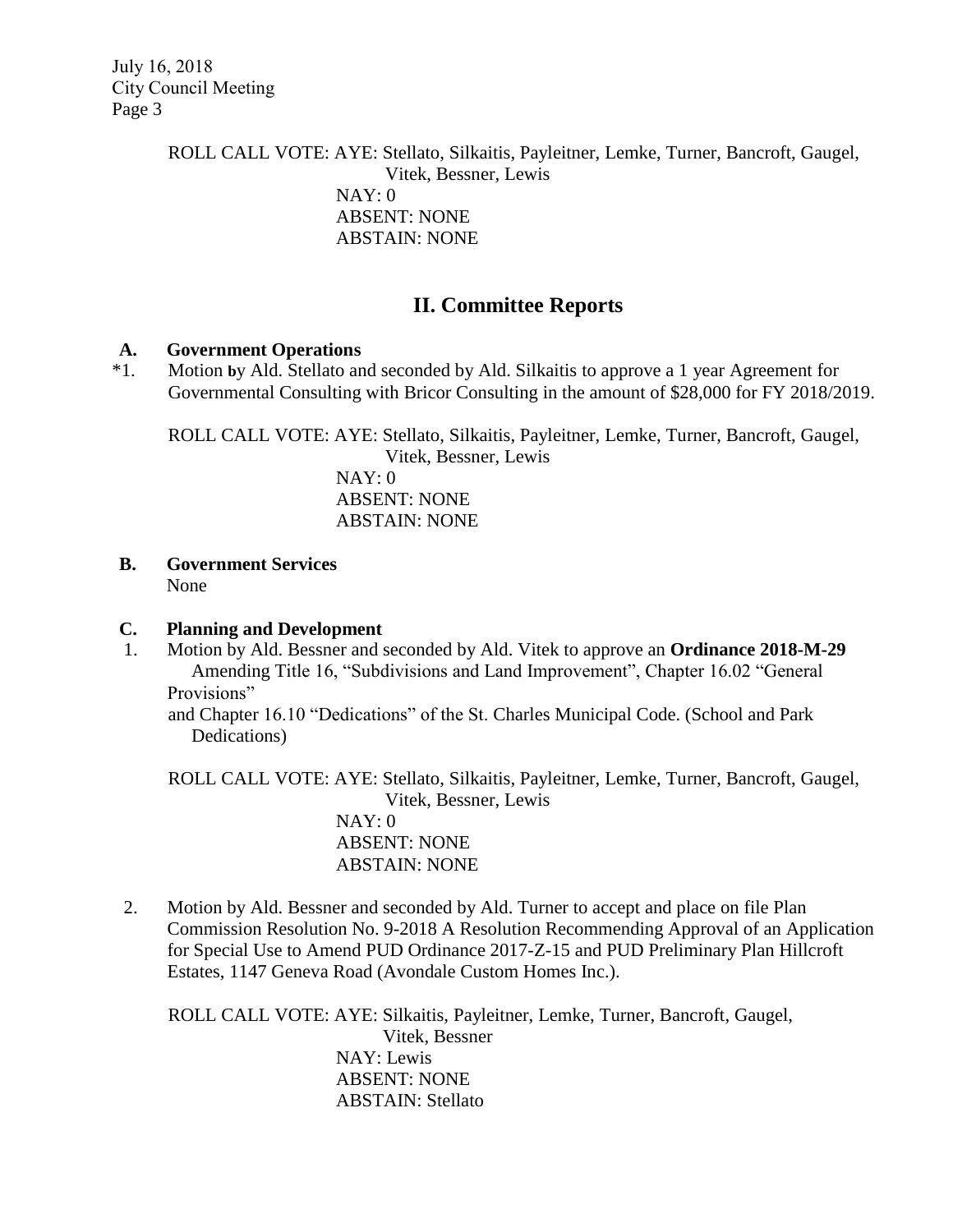ROLL CALL VOTE: AYE: Stellato, Silkaitis, Payleitner, Lemke, Turner, Bancroft, Gaugel, Vitek, Bessner, Lewis
NAY: 0
ABSENT: NONE
ABSTAIN: NONE

## II. Committee Reports

### A. Government Operations

*1. Motion by Ald. Stellato and seconded by Ald. Silkaitis to approve a 1 year Agreement for Governmental Consulting with Bricor Consulting in the amount of $28,000 for FY 2018/2019.

ROLL CALL VOTE: AYE: Stellato, Silkaitis, Payleitner, Lemke, Turner, Bancroft, Gaugel, Vitek, Bessner, Lewis
NAY: 0
ABSENT: NONE
ABSTAIN: NONE

### B. Government Services

None

### C. Planning and Development

1. Motion by Ald. Bessner and seconded by Ald. Vitek to approve an **Ordinance 2018-M-29** Amending Title 16, "Subdivisions and Land Improvement", Chapter 16.02 "General Provisions" and Chapter 16.10 "Dedications" of the St. Charles Municipal Code. (School and Park Dedications)

ROLL CALL VOTE: AYE: Stellato, Silkaitis, Payleitner, Lemke, Turner, Bancroft, Gaugel, Vitek, Bessner, Lewis
NAY: 0
ABSENT: NONE
ABSTAIN: NONE

2. Motion by Ald. Bessner and seconded by Ald. Turner to accept and place on file Plan Commission Resolution No. 9-2018 A Resolution Recommending Approval of an Application for Special Use to Amend PUD Ordinance 2017-Z-15 and PUD Preliminary Plan Hillcroft Estates, 1147 Geneva Road (Avondale Custom Homes Inc.).

ROLL CALL VOTE: AYE: Silkaitis, Payleitner, Lemke, Turner, Bancroft, Gaugel, Vitek, Bessner
NAY: Lewis
ABSENT: NONE
ABSTAIN: Stellato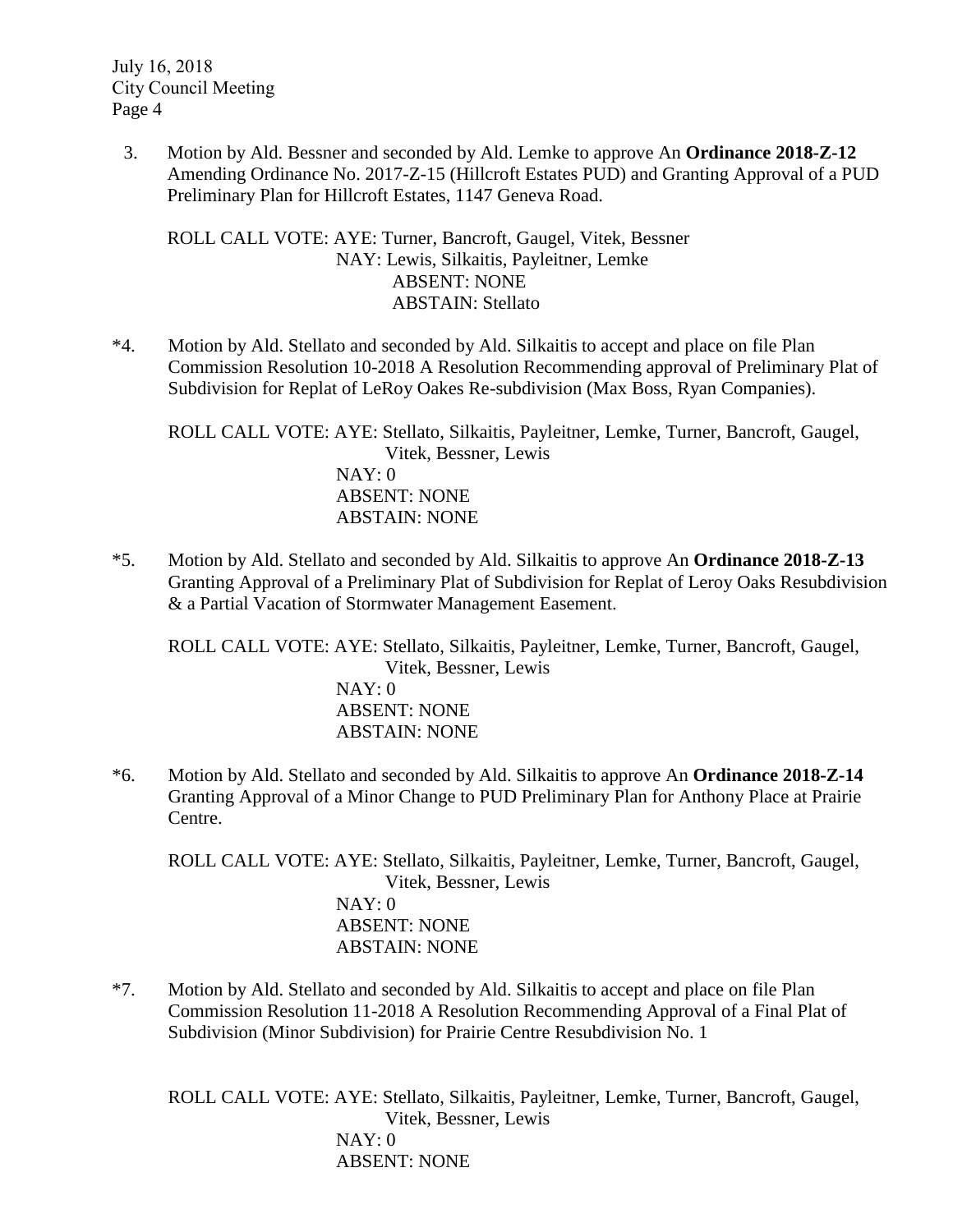3. Motion by Ald. Bessner and seconded by Ald. Lemke to approve An **Ordinance 2018-Z-12** Amending Ordinance No. 2017-Z-15 (Hillcroft Estates PUD) and Granting Approval of a PUD Preliminary Plan for Hillcroft Estates, 1147 Geneva Road.

   ROLL CALL VOTE: AYE: Turner, Bancroft, Gaugel, Vitek, Bessner
   NAY: Lewis, Silkaitis, Payleitner, Lemke
   ABSENT: NONE
   ABSTAIN: Stellato

*4. Motion by Ald. Stellato and seconded by Ald. Silkaitis to accept and place on file Plan Commission Resolution 10-2018 A Resolution Recommending approval of Preliminary Plat of Subdivision for Replat of LeRoy Oakes Re-subdivision (Max Boss, Ryan Companies).

   ROLL CALL VOTE: AYE: Stellato, Silkaitis, Payleitner, Lemke, Turner, Bancroft, Gaugel, Vitek, Bessner, Lewis
   NAY: 0
   ABSENT: NONE
   ABSTAIN: NONE

*5. Motion by Ald. Stellato and seconded by Ald. Silkaitis to approve An **Ordinance 2018-Z-13** Granting Approval of a Preliminary Plat of Subdivision for Replat of Leroy Oaks Resubdivision & a Partial Vacation of Stormwater Management Easement.

   ROLL CALL VOTE: AYE: Stellato, Silkaitis, Payleitner, Lemke, Turner, Bancroft, Gaugel, Vitek, Bessner, Lewis
   NAY: 0
   ABSENT: NONE
   ABSTAIN: NONE

*6. Motion by Ald. Stellato and seconded by Ald. Silkaitis to approve An **Ordinance 2018-Z-14** Granting Approval of a Minor Change to PUD Preliminary Plan for Anthony Place at Prairie Centre.

   ROLL CALL VOTE: AYE: Stellato, Silkaitis, Payleitner, Lemke, Turner, Bancroft, Gaugel, Vitek, Bessner, Lewis
   NAY: 0
   ABSENT: NONE
   ABSTAIN: NONE

*7. Motion by Ald. Stellato and seconded by Ald. Silkaitis to accept and place on file Plan Commission Resolution 11-2018 A Resolution Recommending Approval of a Final Plat of Subdivision (Minor Subdivision) for Prairie Centre Resubdivision No. 1

   ROLL CALL VOTE: AYE: Stellato, Silkaitis, Payleitner, Lemke, Turner, Bancroft, Gaugel, Vitek, Bessner, Lewis
   NAY: 0
   ABSENT: NONE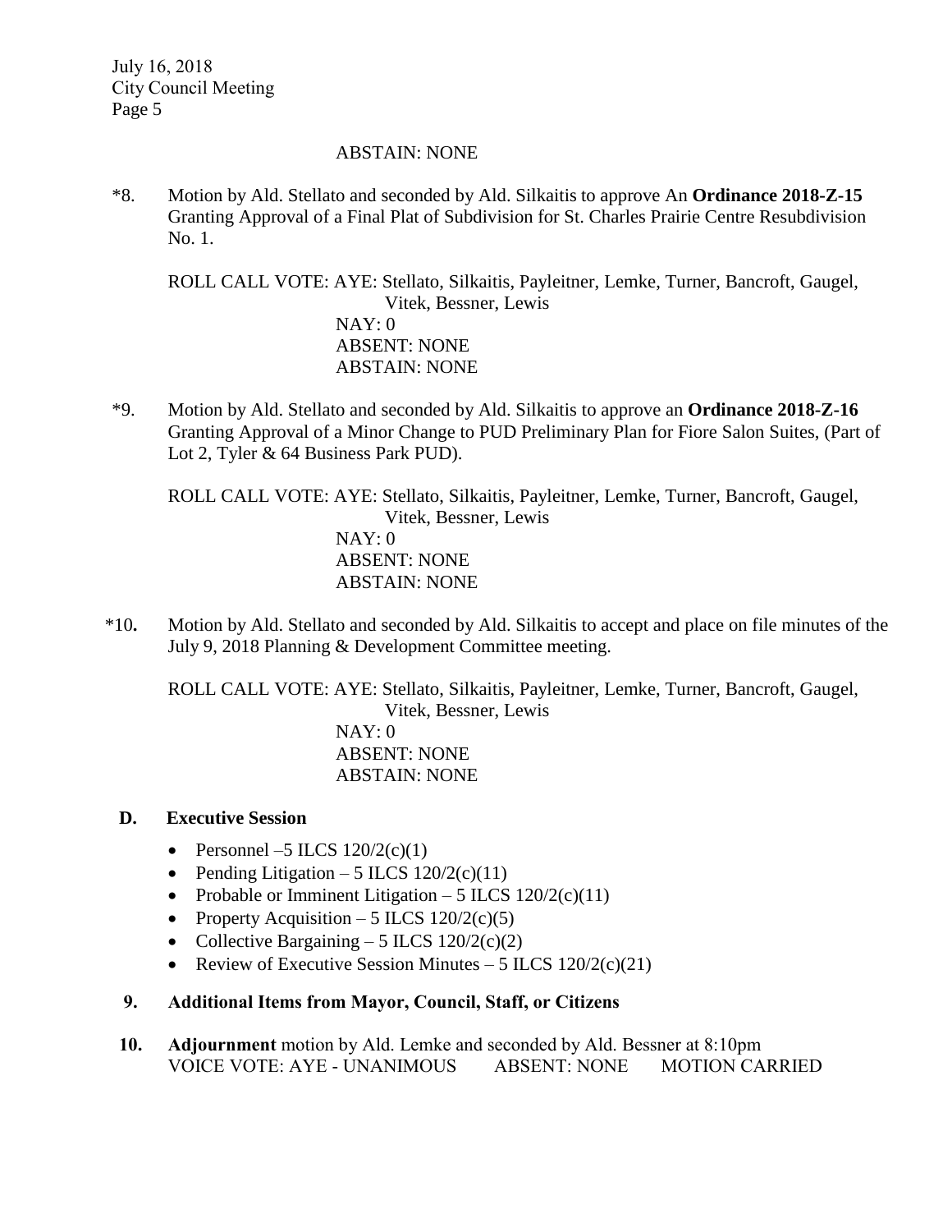ABSTAIN: NONE

*8. Motion by Ald. Stellato and seconded by Ald. Silkaitis to approve An **Ordinance 2018-Z-15** Granting Approval of a Final Plat of Subdivision for St. Charles Prairie Centre Resubdivision No. 1.

ROLL CALL VOTE: AYE: Stellato, Silkaitis, Payleitner, Lemke, Turner, Bancroft, Gaugel, Vitek, Bessner, Lewis
NAY: 0
ABSENT: NONE
ABSTAIN: NONE

*9. Motion by Ald. Stellato and seconded by Ald. Silkaitis to approve an **Ordinance 2018-Z-16** Granting Approval of a Minor Change to PUD Preliminary Plan for Fiore Salon Suites, (Part of Lot 2, Tyler & 64 Business Park PUD).

ROLL CALL VOTE: AYE: Stellato, Silkaitis, Payleitner, Lemke, Turner, Bancroft, Gaugel, Vitek, Bessner, Lewis
NAY: 0
ABSENT: NONE
ABSTAIN: NONE

*10**.** Motion by Ald. Stellato and seconded by Ald. Silkaitis to accept and place on file minutes of the July 9, 2018 Planning & Development Committee meeting.

ROLL CALL VOTE: AYE: Stellato, Silkaitis, Payleitner, Lemke, Turner, Bancroft, Gaugel, Vitek, Bessner, Lewis
NAY: 0
ABSENT: NONE
ABSTAIN: NONE

**D. Executive Session**

- Personnel –5 ILCS 120/2(c)(1)
- Pending Litigation – 5 ILCS 120/2(c)(11)
- Probable or Imminent Litigation – 5 ILCS 120/2(c)(11)
- Property Acquisition – 5 ILCS 120/2(c)(5)
- Collective Bargaining – 5 ILCS 120/2(c)(2)
- Review of Executive Session Minutes – 5 ILCS 120/2(c)(21)

**9. Additional Items from Mayor, Council, Staff, or Citizens**

**10. Adjournment** motion by Ald. Lemke and seconded by Ald. Bessner at 8:10pm
VOICE VOTE: AYE - UNANIMOUS ABSENT: NONE MOTION CARRIED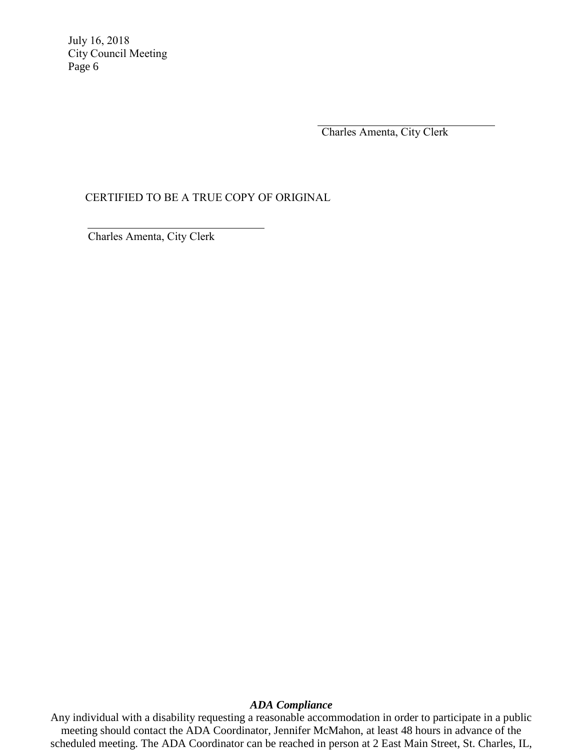______________________________
Charles Amenta, City Clerk

CERTIFIED TO BE A TRUE COPY OF ORIGINAL

______________________________
Charles Amenta, City Clerk

***ADA Compliance***

Any individual with a disability requesting a reasonable accommodation in order to participate in a public meeting should contact the ADA Coordinator, Jennifer McMahon, at least 48 hours in advance of the scheduled meeting. The ADA Coordinator can be reached in person at 2 East Main Street, St. Charles, IL,